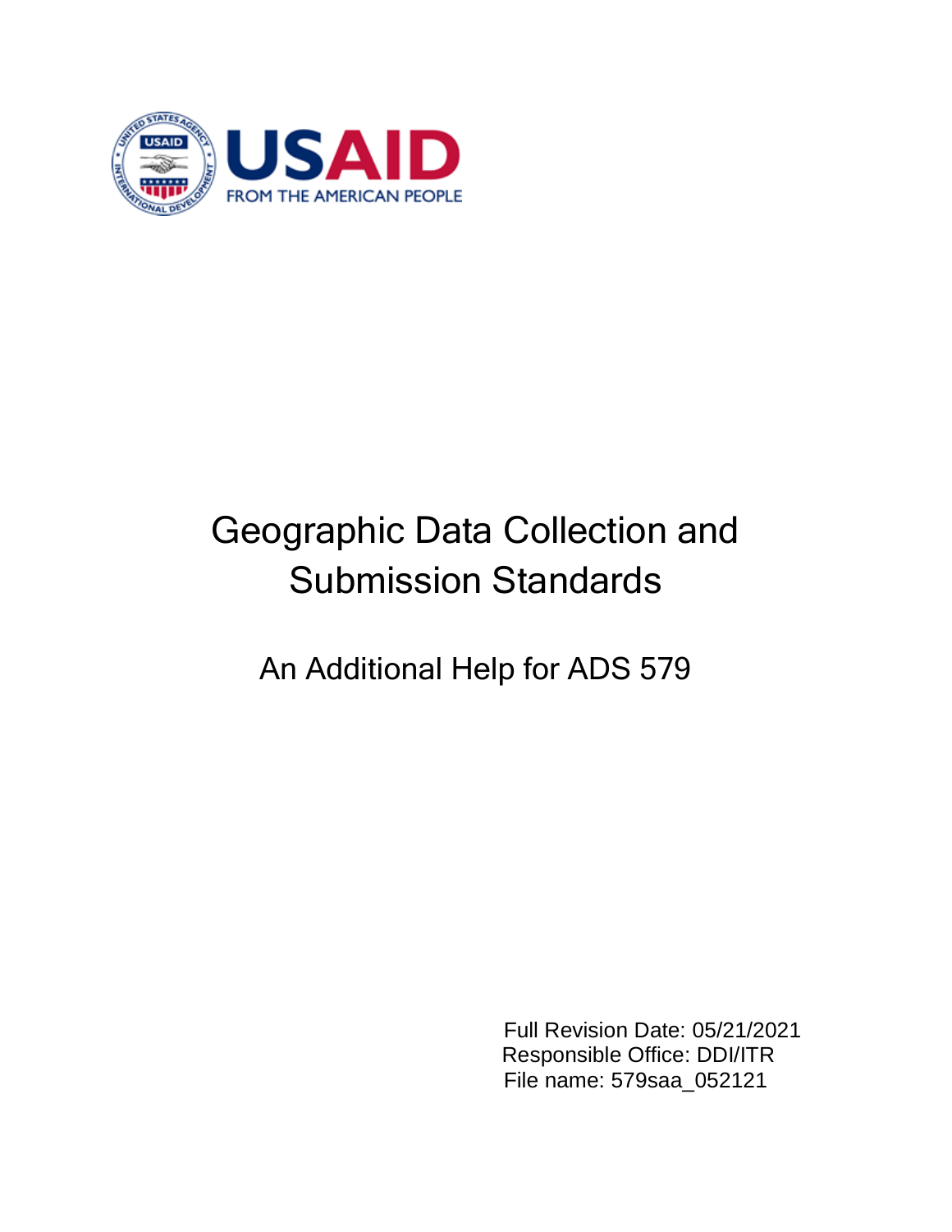USAID

FROM THE AMERICAN PEOPLE

# Geographic Data Collection and Submission Standards

## An Additional Help for ADS 579

Full Revision Date: 05/21/2021
Responsible Office: DDI/ITR
File name: 579saa_052121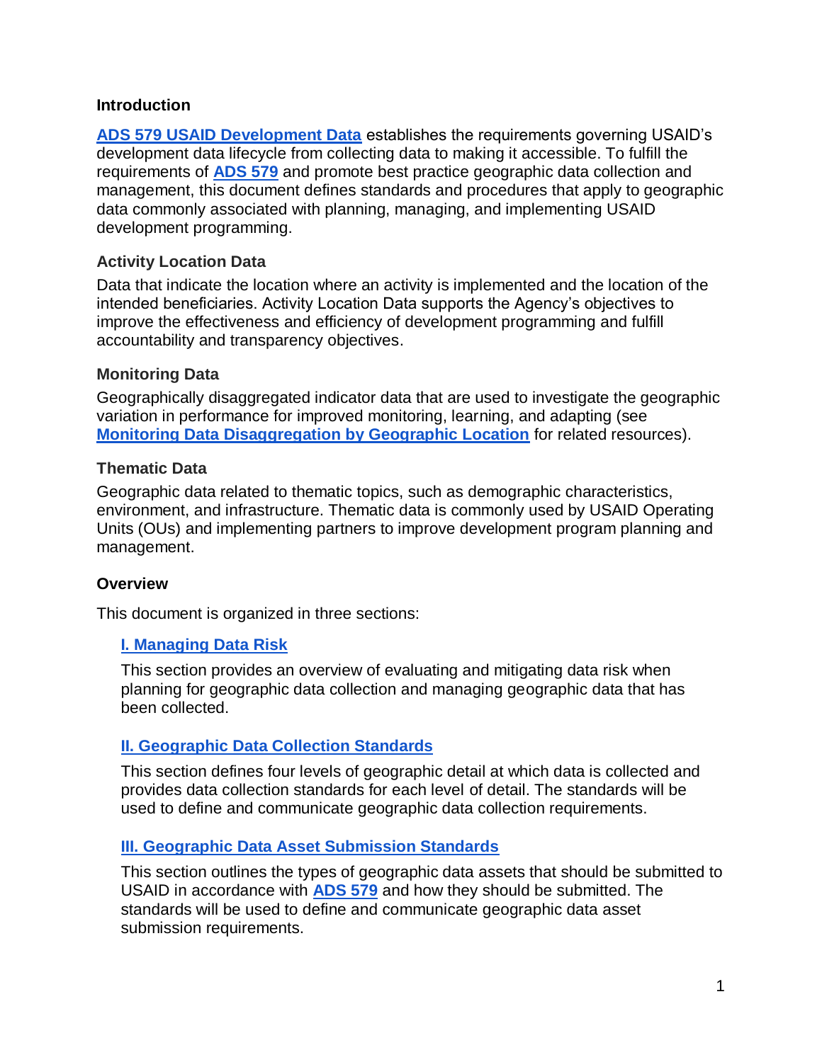## Introduction

**ADS 579 USAID Development Data** establishes the requirements governing USAID's development data lifecycle from collecting data to making it accessible. To fulfill the requirements of **ADS 579** and promote best practice geographic data collection and management, this document defines standards and procedures that apply to geographic data commonly associated with planning, managing, and implementing USAID development programming.

### Activity Location Data

Data that indicate the location where an activity is implemented and the location of the intended beneficiaries. Activity Location Data supports the Agency's objectives to improve the effectiveness and efficiency of development programming and fulfill accountability and transparency objectives.

### Monitoring Data

Geographically disaggregated indicator data that are used to investigate the geographic variation in performance for improved monitoring, learning, and adapting (see **Monitoring Data Disaggregation by Geographic Location** for related resources).

### Thematic Data

Geographic data related to thematic topics, such as demographic characteristics, environment, and infrastructure. Thematic data is commonly used by USAID Operating Units (OUs) and implementing partners to improve development program planning and management.

## Overview

This document is organized in three sections:

**I. Managing Data Risk**

This section provides an overview of evaluating and mitigating data risk when planning for geographic data collection and managing geographic data that has been collected.

**II. Geographic Data Collection Standards**

This section defines four levels of geographic detail at which data is collected and provides data collection standards for each level of detail. The standards will be used to define and communicate geographic data collection requirements.

**III. Geographic Data Asset Submission Standards**

This section outlines the types of geographic data assets that should be submitted to USAID in accordance with **ADS 579** and how they should be submitted. The standards will be used to define and communicate geographic data asset submission requirements.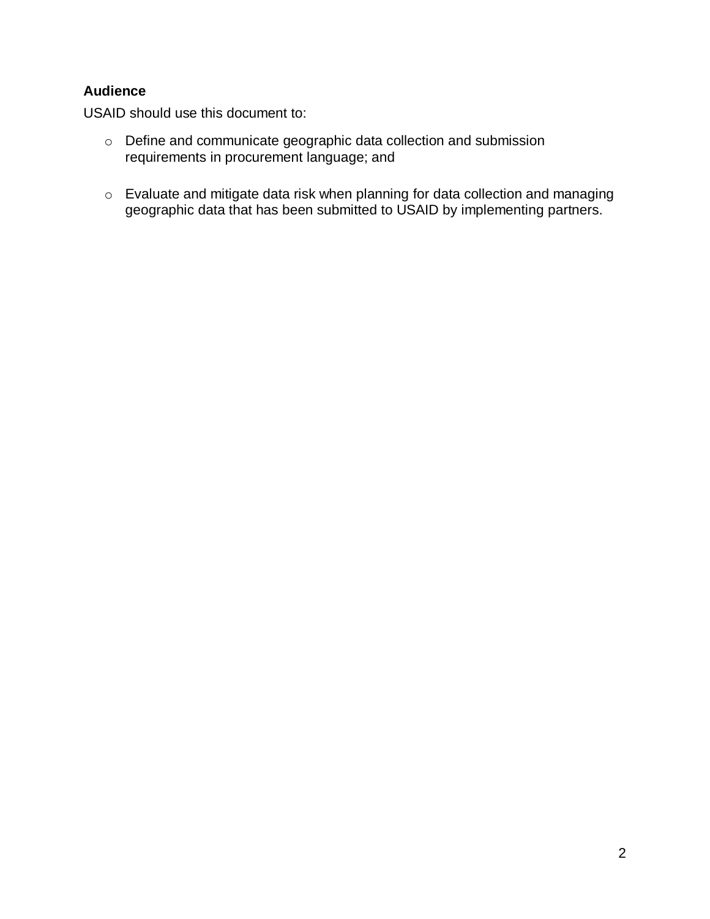**Audience**

USAID should use this document to:

- Define and communicate geographic data collection and submission requirements in procurement language; and

- Evaluate and mitigate data risk when planning for data collection and managing geographic data that has been submitted to USAID by implementing partners.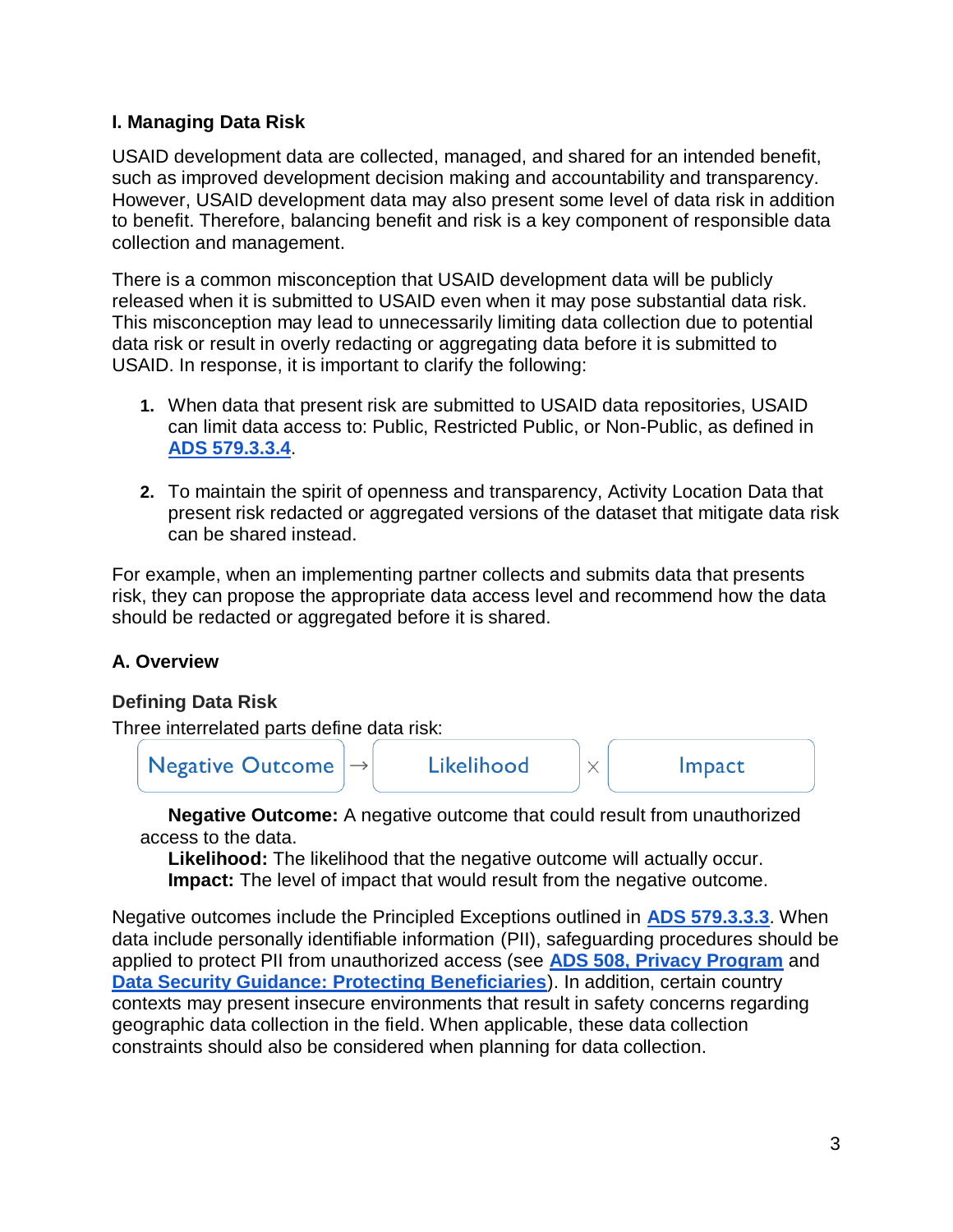## I. Managing Data Risk

USAID development data are collected, managed, and shared for an intended benefit, such as improved development decision making and accountability and transparency. However, USAID development data may also present some level of data risk in addition to benefit. Therefore, balancing benefit and risk is a key component of responsible data collection and management.

There is a common misconception that USAID development data will be publicly released when it is submitted to USAID even when it may pose substantial data risk. This misconception may lead to unnecessarily limiting data collection due to potential data risk or result in overly redacting or aggregating data before it is submitted to USAID. In response, it is important to clarify the following:

1. When data that present risk are submitted to USAID data repositories, USAID can limit data access to: Public, Restricted Public, or Non-Public, as defined in **ADS 579.3.3.4**.

2. To maintain the spirit of openness and transparency, Activity Location Data that present risk redacted or aggregated versions of the dataset that mitigate data risk can be shared instead.

For example, when an implementing partner collects and submits data that presents risk, they can propose the appropriate data access level and recommend how the data should be redacted or aggregated before it is shared.

### A. Overview

#### Defining Data Risk

Three interrelated parts define data risk:

Negative Outcome → Likelihood × Impact

**Negative Outcome:** A negative outcome that could result from unauthorized access to the data.
**Likelihood:** The likelihood that the negative outcome will actually occur.
**Impact:** The level of impact that would result from the negative outcome.

Negative outcomes include the Principled Exceptions outlined in **ADS 579.3.3.3**. When data include personally identifiable information (PII), safeguarding procedures should be applied to protect PII from unauthorized access (see **ADS 508, Privacy Program** and **Data Security Guidance: Protecting Beneficiaries**). In addition, certain country contexts may present insecure environments that result in safety concerns regarding geographic data collection in the field. When applicable, these data collection constraints should also be considered when planning for data collection.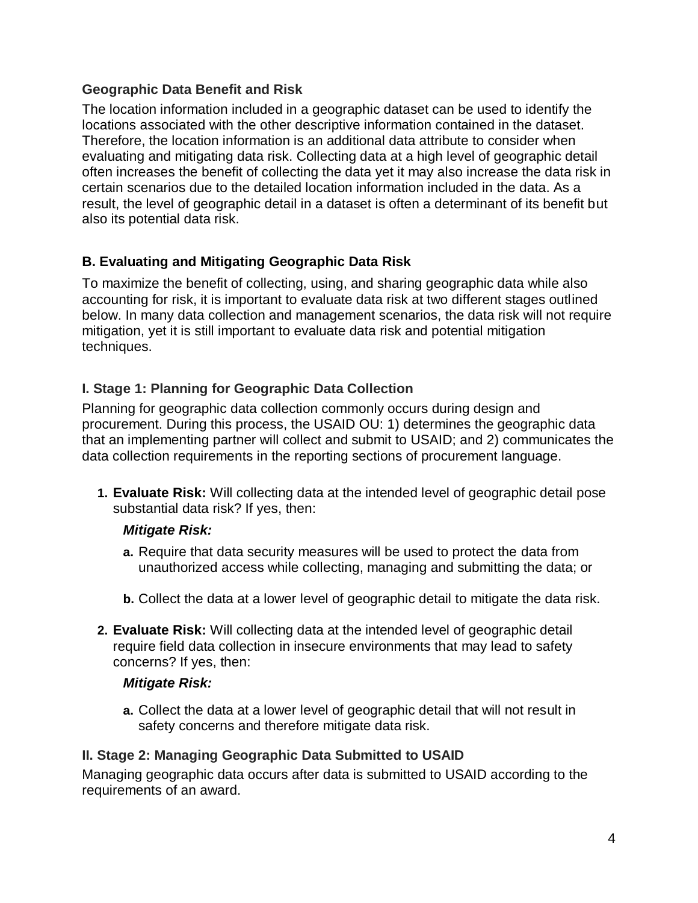### Geographic Data Benefit and Risk

The location information included in a geographic dataset can be used to identify the locations associated with the other descriptive information contained in the dataset. Therefore, the location information is an additional data attribute to consider when evaluating and mitigating data risk. Collecting data at a high level of geographic detail often increases the benefit of collecting the data yet it may also increase the data risk in certain scenarios due to the detailed location information included in the data. As a result, the level of geographic detail in a dataset is often a determinant of its benefit but also its potential data risk.

## B. Evaluating and Mitigating Geographic Data Risk

To maximize the benefit of collecting, using, and sharing geographic data while also accounting for risk, it is important to evaluate data risk at two different stages outlined below. In many data collection and management scenarios, the data risk will not require mitigation, yet it is still important to evaluate data risk and potential mitigation techniques.

### I. Stage 1: Planning for Geographic Data Collection

Planning for geographic data collection commonly occurs during design and procurement. During this process, the USAID OU: 1) determines the geographic data that an implementing partner will collect and submit to USAID; and 2) communicates the data collection requirements in the reporting sections of procurement language.

1. **Evaluate Risk:** Will collecting data at the intended level of geographic detail pose substantial data risk? If yes, then:

   ***Mitigate Risk:***

   **a.** Require that data security measures will be used to protect the data from unauthorized access while collecting, managing and submitting the data; or

   **b.** Collect the data at a lower level of geographic detail to mitigate the data risk.

2. **Evaluate Risk:** Will collecting data at the intended level of geographic detail require field data collection in insecure environments that may lead to safety concerns? If yes, then:

   ***Mitigate Risk:***

   **a.** Collect the data at a lower level of geographic detail that will not result in safety concerns and therefore mitigate data risk.

### II. Stage 2: Managing Geographic Data Submitted to USAID

Managing geographic data occurs after data is submitted to USAID according to the requirements of an award.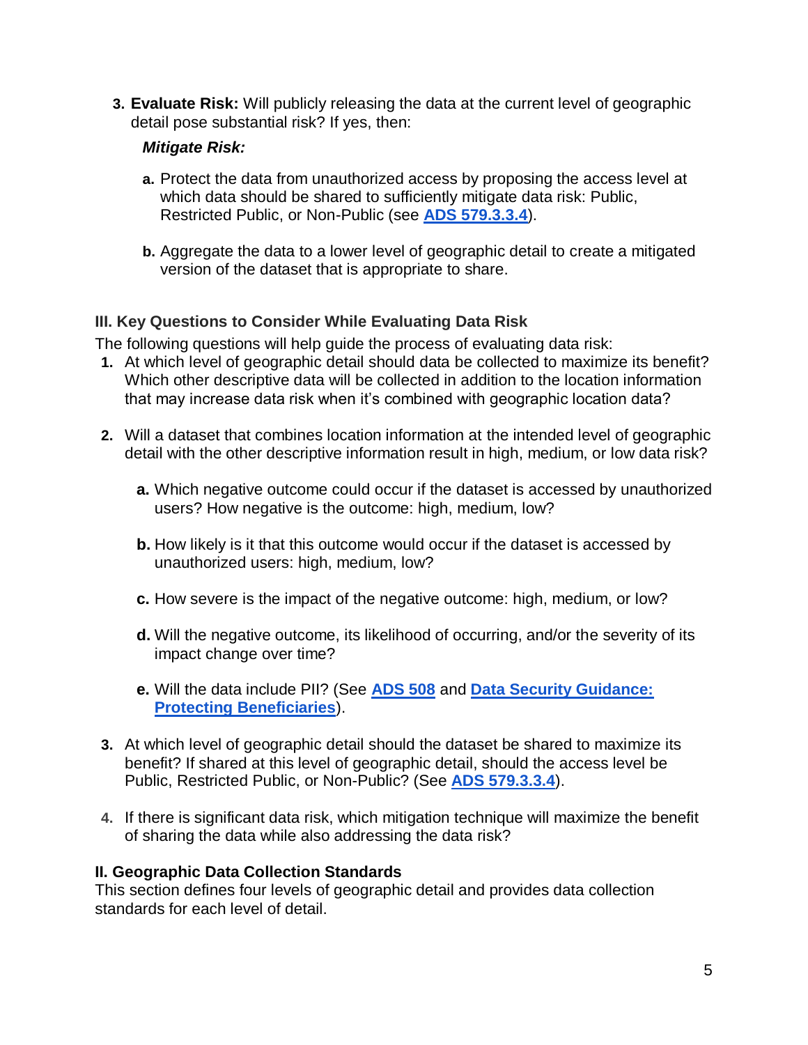3. **Evaluate Risk:** Will publicly releasing the data at the current level of geographic detail pose substantial risk? If yes, then:

   ***Mitigate Risk:***

   a. Protect the data from unauthorized access by proposing the access level at which data should be shared to sufficiently mitigate data risk: Public, Restricted Public, or Non-Public (see **ADS 579.3.3.4**).

   b. Aggregate the data to a lower level of geographic detail to create a mitigated version of the dataset that is appropriate to share.

### III. Key Questions to Consider While Evaluating Data Risk

The following questions will help guide the process of evaluating data risk:

1. At which level of geographic detail should data be collected to maximize its benefit? Which other descriptive data will be collected in addition to the location information that may increase data risk when it's combined with geographic location data?

2. Will a dataset that combines location information at the intended level of geographic detail with the other descriptive information result in high, medium, or low data risk?

   a. Which negative outcome could occur if the dataset is accessed by unauthorized users? How negative is the outcome: high, medium, low?

   b. How likely is it that this outcome would occur if the dataset is accessed by unauthorized users: high, medium, low?

   c. How severe is the impact of the negative outcome: high, medium, or low?

   d. Will the negative outcome, its likelihood of occurring, and/or the severity of its impact change over time?

   e. Will the data include PII? (See **ADS 508** and **Data Security Guidance: Protecting Beneficiaries**).

3. At which level of geographic detail should the dataset be shared to maximize its benefit? If shared at this level of geographic detail, should the access level be Public, Restricted Public, or Non-Public? (See **ADS 579.3.3.4**).

4. If there is significant data risk, which mitigation technique will maximize the benefit of sharing the data while also addressing the data risk?

### II. Geographic Data Collection Standards

This section defines four levels of geographic detail and provides data collection standards for each level of detail.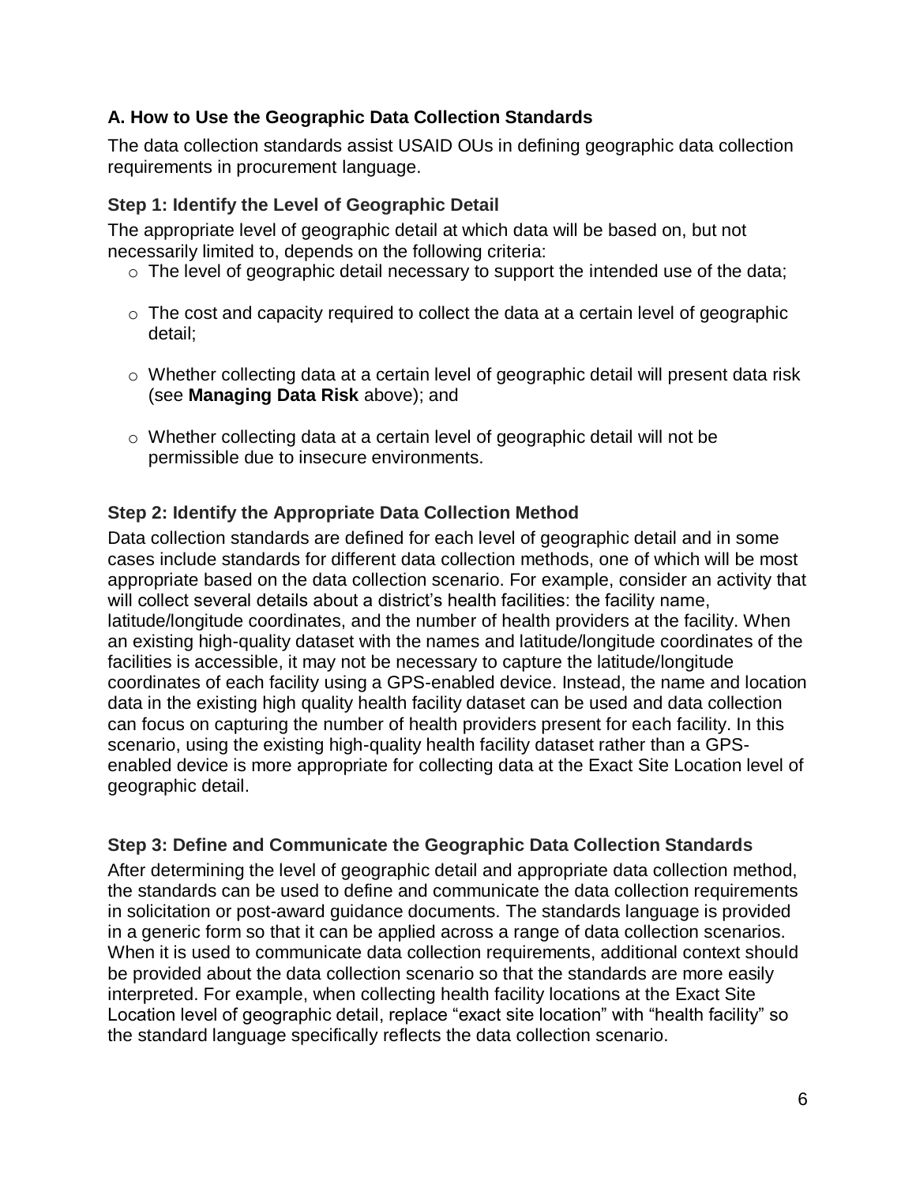### A. How to Use the Geographic Data Collection Standards

The data collection standards assist USAID OUs in defining geographic data collection requirements in procurement language.

#### Step 1: Identify the Level of Geographic Detail

The appropriate level of geographic detail at which data will be based on, but not necessarily limited to, depends on the following criteria:

- The level of geographic detail necessary to support the intended use of the data;
- The cost and capacity required to collect the data at a certain level of geographic detail;
- Whether collecting data at a certain level of geographic detail will present data risk (see **Managing Data Risk** above); and
- Whether collecting data at a certain level of geographic detail will not be permissible due to insecure environments.

#### Step 2: Identify the Appropriate Data Collection Method

Data collection standards are defined for each level of geographic detail and in some cases include standards for different data collection methods, one of which will be most appropriate based on the data collection scenario. For example, consider an activity that will collect several details about a district's health facilities: the facility name, latitude/longitude coordinates, and the number of health providers at the facility. When an existing high-quality dataset with the names and latitude/longitude coordinates of the facilities is accessible, it may not be necessary to capture the latitude/longitude coordinates of each facility using a GPS-enabled device. Instead, the name and location data in the existing high quality health facility dataset can be used and data collection can focus on capturing the number of health providers present for each facility. In this scenario, using the existing high-quality health facility dataset rather than a GPS-enabled device is more appropriate for collecting data at the Exact Site Location level of geographic detail.

#### Step 3: Define and Communicate the Geographic Data Collection Standards

After determining the level of geographic detail and appropriate data collection method, the standards can be used to define and communicate the data collection requirements in solicitation or post-award guidance documents. The standards language is provided in a generic form so that it can be applied across a range of data collection scenarios. When it is used to communicate data collection requirements, additional context should be provided about the data collection scenario so that the standards are more easily interpreted. For example, when collecting health facility locations at the Exact Site Location level of geographic detail, replace "exact site location" with "health facility" so the standard language specifically reflects the data collection scenario.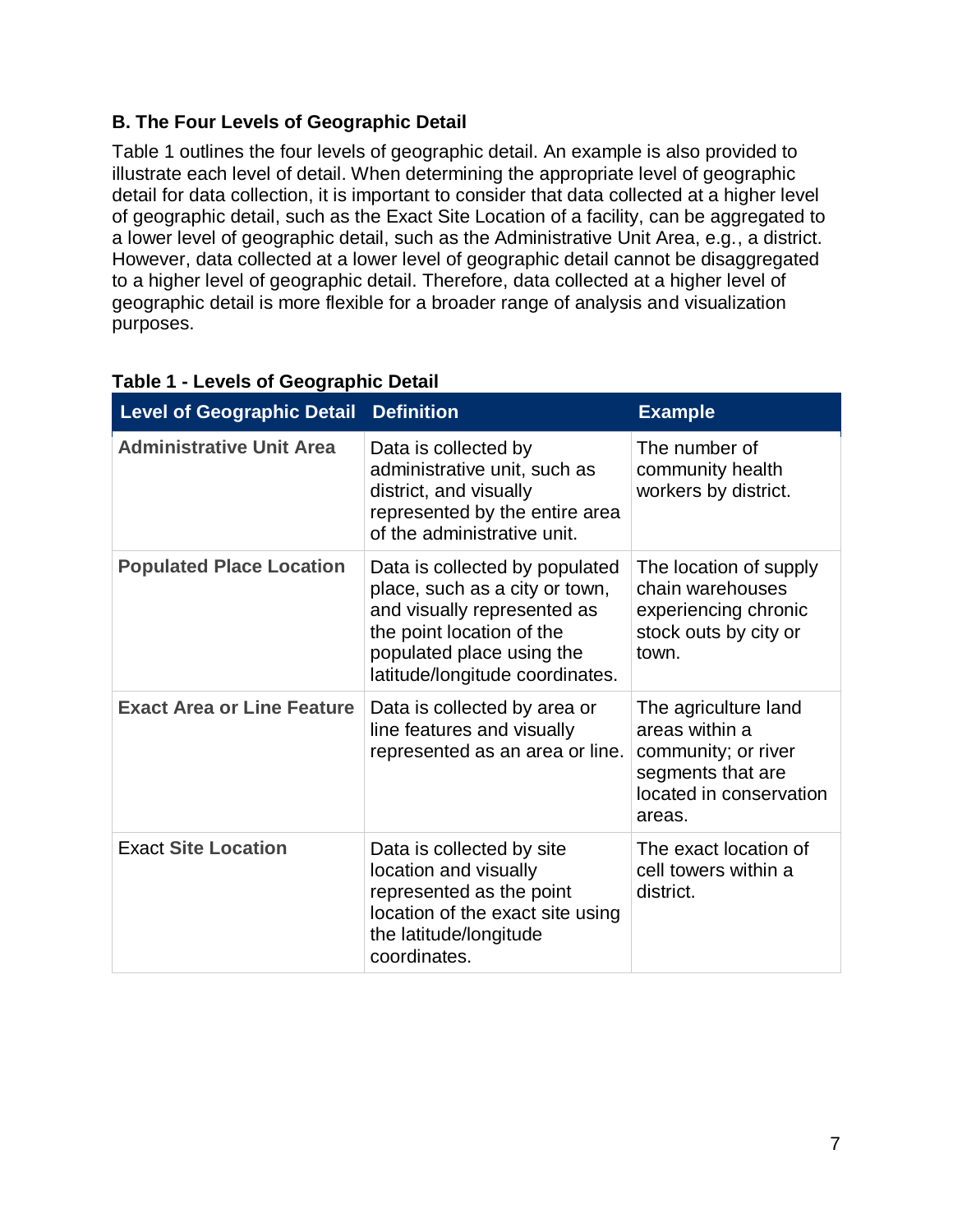### B. The Four Levels of Geographic Detail

Table 1 outlines the four levels of geographic detail. An example is also provided to illustrate each level of detail. When determining the appropriate level of geographic detail for data collection, it is important to consider that data collected at a higher level of geographic detail, such as the Exact Site Location of a facility, can be aggregated to a lower level of geographic detail, such as the Administrative Unit Area, e.g., a district. However, data collected at a lower level of geographic detail cannot be disaggregated to a higher level of geographic detail. Therefore, data collected at a higher level of geographic detail is more flexible for a broader range of analysis and visualization purposes.

**Table 1 - Levels of Geographic Detail**

| Level of Geographic Detail | Definition | Example |
|---|---|---|
| **Administrative Unit Area** | Data is collected by administrative unit, such as district, and visually represented by the entire area of the administrative unit. | The number of community health workers by district. |
| **Populated Place Location** | Data is collected by populated place, such as a city or town, and visually represented as the point location of the populated place using the latitude/longitude coordinates. | The location of supply chain warehouses experiencing chronic stock outs by city or town. |
| **Exact Area or Line Feature** | Data is collected by area or line features and visually represented as an area or line. | The agriculture land areas within a community; or river segments that are located in conservation areas. |
| Exact **Site Location** | Data is collected by site location and visually represented as the point location of the exact site using the latitude/longitude coordinates. | The exact location of cell towers within a district. |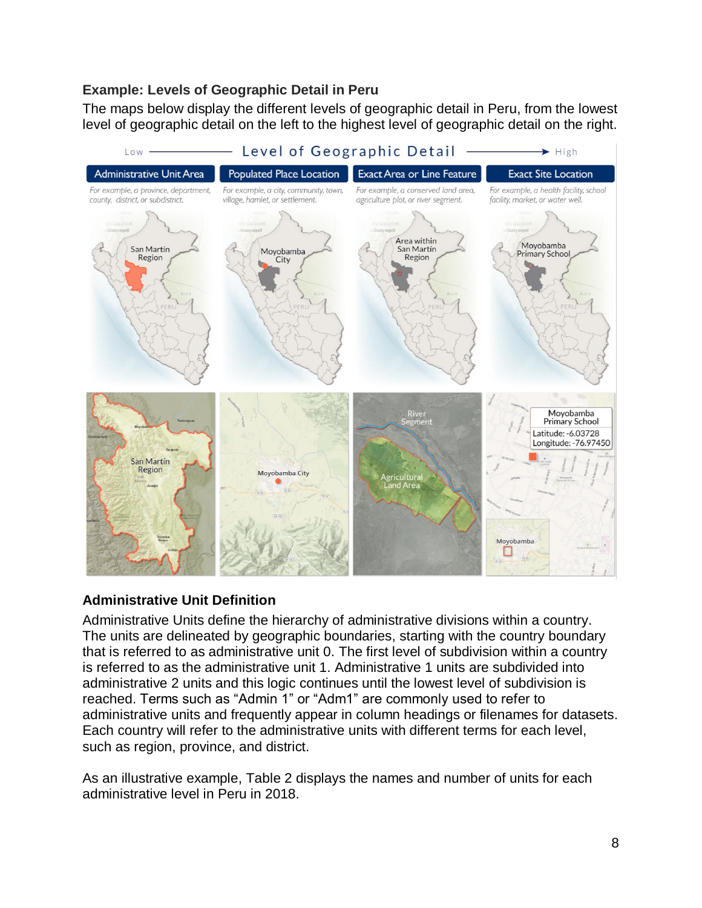### Example: Levels of Geographic Detail in Peru

The maps below display the different levels of geographic detail in Peru, from the lowest level of geographic detail on the left to the highest level of geographic detail on the right.

### Administrative Unit Definition

Administrative Units define the hierarchy of administrative divisions within a country. The units are delineated by geographic boundaries, starting with the country boundary that is referred to as administrative unit 0. The first level of subdivision within a country is referred to as the administrative unit 1. Administrative 1 units are subdivided into administrative 2 units and this logic continues until the lowest level of subdivision is reached. Terms such as “Admin 1” or “Adm1” are commonly used to refer to administrative units and frequently appear in column headings or filenames for datasets. Each country will refer to the administrative units with different terms for each level, such as region, province, and district.

As an illustrative example, Table 2 displays the names and number of units for each administrative level in Peru in 2018.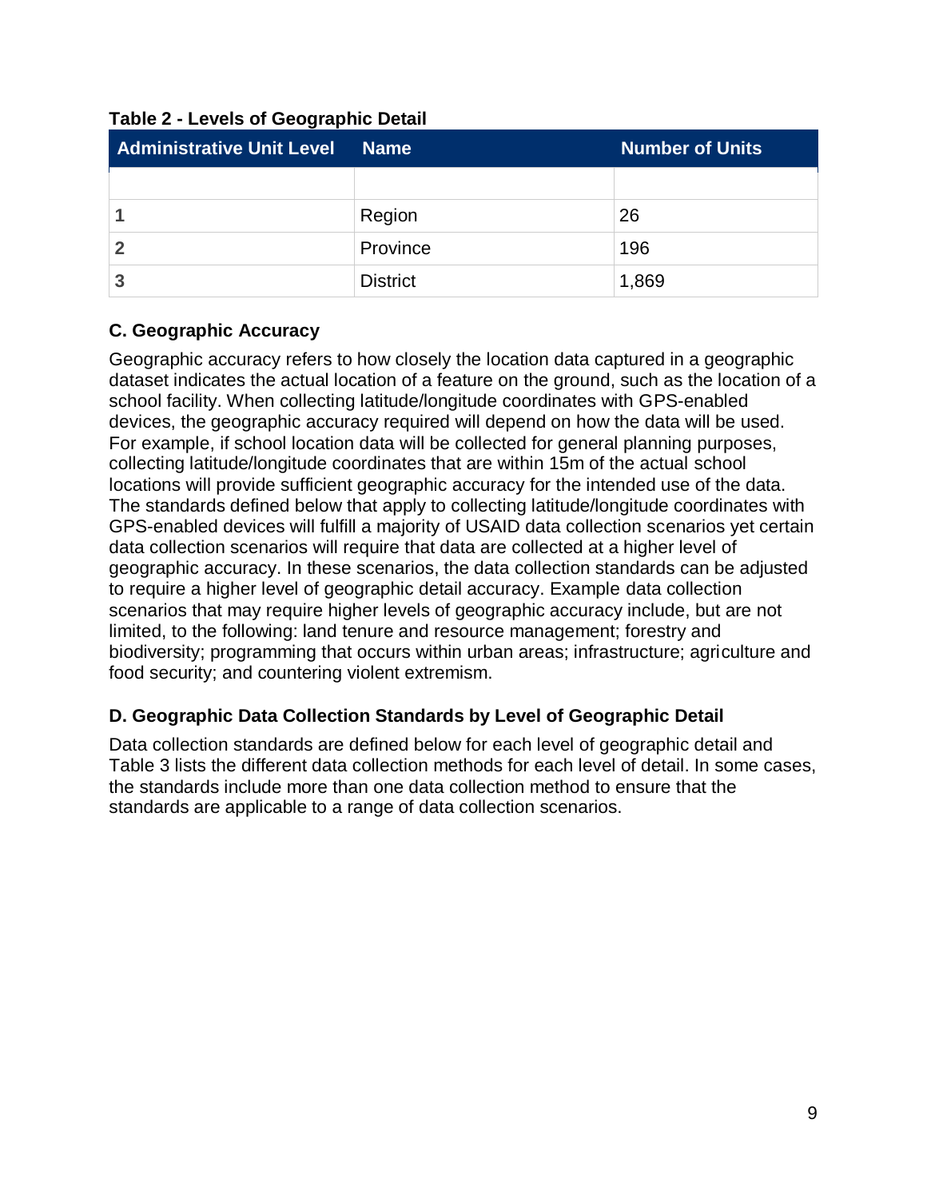**Table 2 - Levels of Geographic Detail**

| Administrative Unit Level | Name | Number of Units |
|---|---|---|
| | | |
| **1** | Region | 26 |
| **2** | Province | 196 |
| **3** | District | 1,869 |

### C. Geographic Accuracy

Geographic accuracy refers to how closely the location data captured in a geographic dataset indicates the actual location of a feature on the ground, such as the location of a school facility. When collecting latitude/longitude coordinates with GPS-enabled devices, the geographic accuracy required will depend on how the data will be used. For example, if school location data will be collected for general planning purposes, collecting latitude/longitude coordinates that are within 15m of the actual school locations will provide sufficient geographic accuracy for the intended use of the data. The standards defined below that apply to collecting latitude/longitude coordinates with GPS-enabled devices will fulfill a majority of USAID data collection scenarios yet certain data collection scenarios will require that data are collected at a higher level of geographic accuracy. In these scenarios, the data collection standards can be adjusted to require a higher level of geographic detail accuracy. Example data collection scenarios that may require higher levels of geographic accuracy include, but are not limited, to the following: land tenure and resource management; forestry and biodiversity; programming that occurs within urban areas; infrastructure; agriculture and food security; and countering violent extremism.

### D. Geographic Data Collection Standards by Level of Geographic Detail

Data collection standards are defined below for each level of geographic detail and Table 3 lists the different data collection methods for each level of detail. In some cases, the standards include more than one data collection method to ensure that the standards are applicable to a range of data collection scenarios.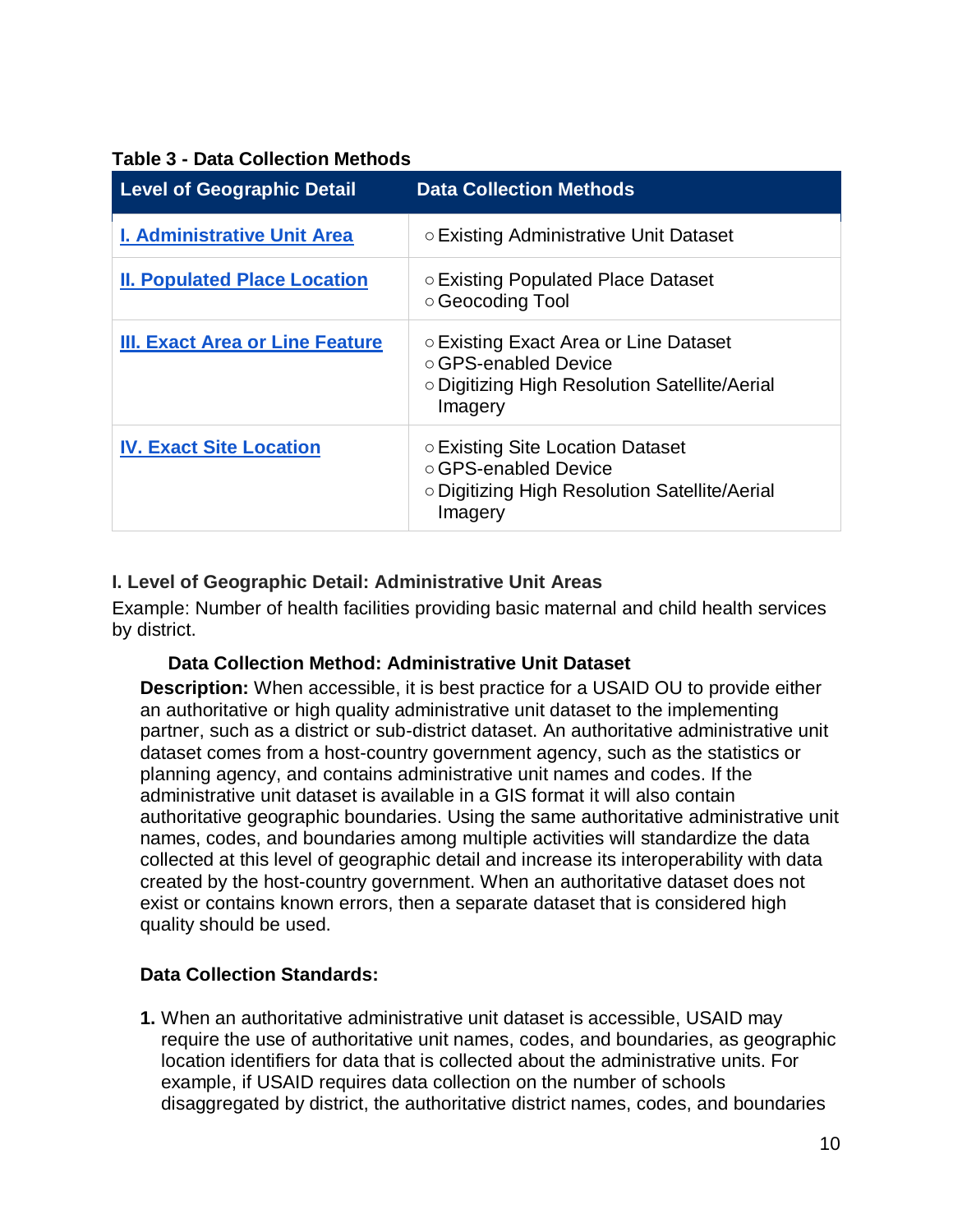**Table 3 - Data Collection Methods**

| Level of Geographic Detail | Data Collection Methods |
| --- | --- |
| I. Administrative Unit Area | ○ Existing Administrative Unit Dataset |
| II. Populated Place Location | ○ Existing Populated Place Dataset<br>○ Geocoding Tool |
| III. Exact Area or Line Feature | ○ Existing Exact Area or Line Dataset<br>○ GPS-enabled Device<br>○ Digitizing High Resolution Satellite/Aerial Imagery |
| IV. Exact Site Location | ○ Existing Site Location Dataset<br>○ GPS-enabled Device<br>○ Digitizing High Resolution Satellite/Aerial Imagery |

### I. Level of Geographic Detail: Administrative Unit Areas

Example: Number of health facilities providing basic maternal and child health services by district.

#### Data Collection Method: Administrative Unit Dataset

**Description:** When accessible, it is best practice for a USAID OU to provide either an authoritative or high quality administrative unit dataset to the implementing partner, such as a district or sub-district dataset. An authoritative administrative unit dataset comes from a host-country government agency, such as the statistics or planning agency, and contains administrative unit names and codes. If the administrative unit dataset is available in a GIS format it will also contain authoritative geographic boundaries. Using the same authoritative administrative unit names, codes, and boundaries among multiple activities will standardize the data collected at this level of geographic detail and increase its interoperability with data created by the host-country government. When an authoritative dataset does not exist or contains known errors, then a separate dataset that is considered high quality should be used.

**Data Collection Standards:**

1. When an authoritative administrative unit dataset is accessible, USAID may require the use of authoritative unit names, codes, and boundaries, as geographic location identifiers for data that is collected about the administrative units. For example, if USAID requires data collection on the number of schools disaggregated by district, the authoritative district names, codes, and boundaries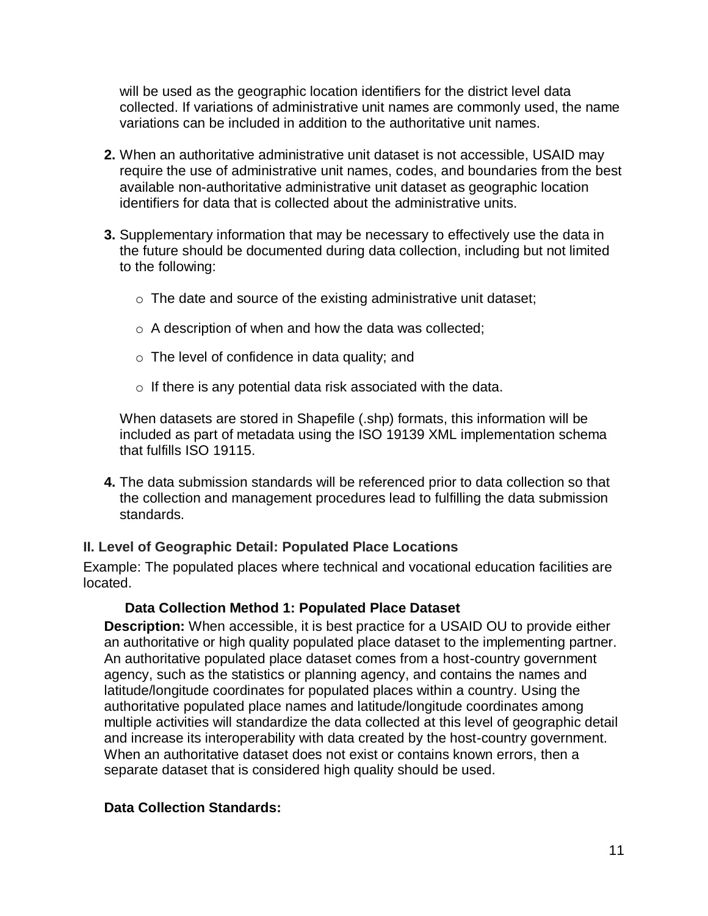will be used as the geographic location identifiers for the district level data collected. If variations of administrative unit names are commonly used, the name variations can be included in addition to the authoritative unit names.

2. When an authoritative administrative unit dataset is not accessible, USAID may require the use of administrative unit names, codes, and boundaries from the best available non-authoritative administrative unit dataset as geographic location identifiers for data that is collected about the administrative units.

3. Supplementary information that may be necessary to effectively use the data in the future should be documented during data collection, including but not limited to the following:

   - The date and source of the existing administrative unit dataset;
   - A description of when and how the data was collected;
   - The level of confidence in data quality; and
   - If there is any potential data risk associated with the data.

   When datasets are stored in Shapefile (.shp) formats, this information will be included as part of metadata using the ISO 19139 XML implementation schema that fulfills ISO 19115.

4. The data submission standards will be referenced prior to data collection so that the collection and management procedures lead to fulfilling the data submission standards.

### II. Level of Geographic Detail: Populated Place Locations

Example: The populated places where technical and vocational education facilities are located.

#### Data Collection Method 1: Populated Place Dataset

**Description:** When accessible, it is best practice for a USAID OU to provide either an authoritative or high quality populated place dataset to the implementing partner. An authoritative populated place dataset comes from a host-country government agency, such as the statistics or planning agency, and contains the names and latitude/longitude coordinates for populated places within a country. Using the authoritative populated place names and latitude/longitude coordinates among multiple activities will standardize the data collected at this level of geographic detail and increase its interoperability with data created by the host-country government. When an authoritative dataset does not exist or contains known errors, then a separate dataset that is considered high quality should be used.

**Data Collection Standards:**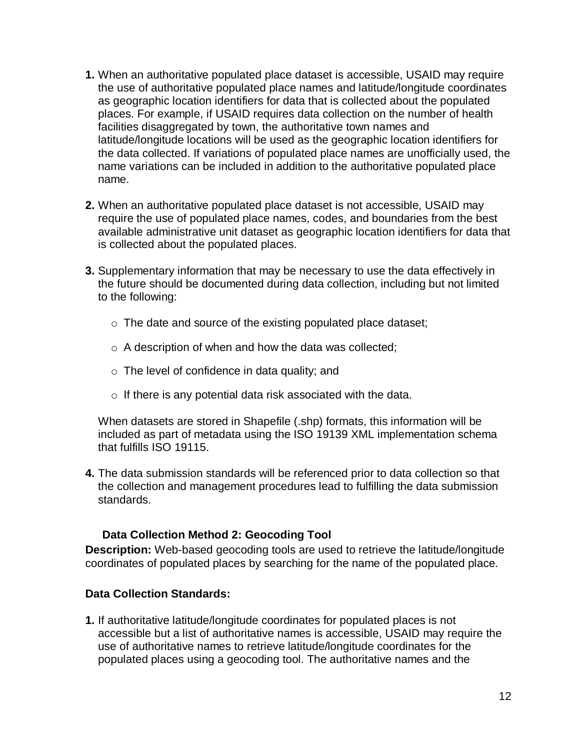1. When an authoritative populated place dataset is accessible, USAID may require the use of authoritative populated place names and latitude/longitude coordinates as geographic location identifiers for data that is collected about the populated places. For example, if USAID requires data collection on the number of health facilities disaggregated by town, the authoritative town names and latitude/longitude locations will be used as the geographic location identifiers for the data collected. If variations of populated place names are unofficially used, the name variations can be included in addition to the authoritative populated place name.

2. When an authoritative populated place dataset is not accessible, USAID may require the use of populated place names, codes, and boundaries from the best available administrative unit dataset as geographic location identifiers for data that is collected about the populated places.

3. Supplementary information that may be necessary to use the data effectively in the future should be documented during data collection, including but not limited to the following:

   - The date and source of the existing populated place dataset;
   - A description of when and how the data was collected;
   - The level of confidence in data quality; and
   - If there is any potential data risk associated with the data.

   When datasets are stored in Shapefile (.shp) formats, this information will be included as part of metadata using the ISO 19139 XML implementation schema that fulfills ISO 19115.

4. The data submission standards will be referenced prior to data collection so that the collection and management procedures lead to fulfilling the data submission standards.

### Data Collection Method 2: Geocoding Tool

**Description:** Web-based geocoding tools are used to retrieve the latitude/longitude coordinates of populated places by searching for the name of the populated place.

**Data Collection Standards:**

1. If authoritative latitude/longitude coordinates for populated places is not accessible but a list of authoritative names is accessible, USAID may require the use of authoritative names to retrieve latitude/longitude coordinates for the populated places using a geocoding tool. The authoritative names and the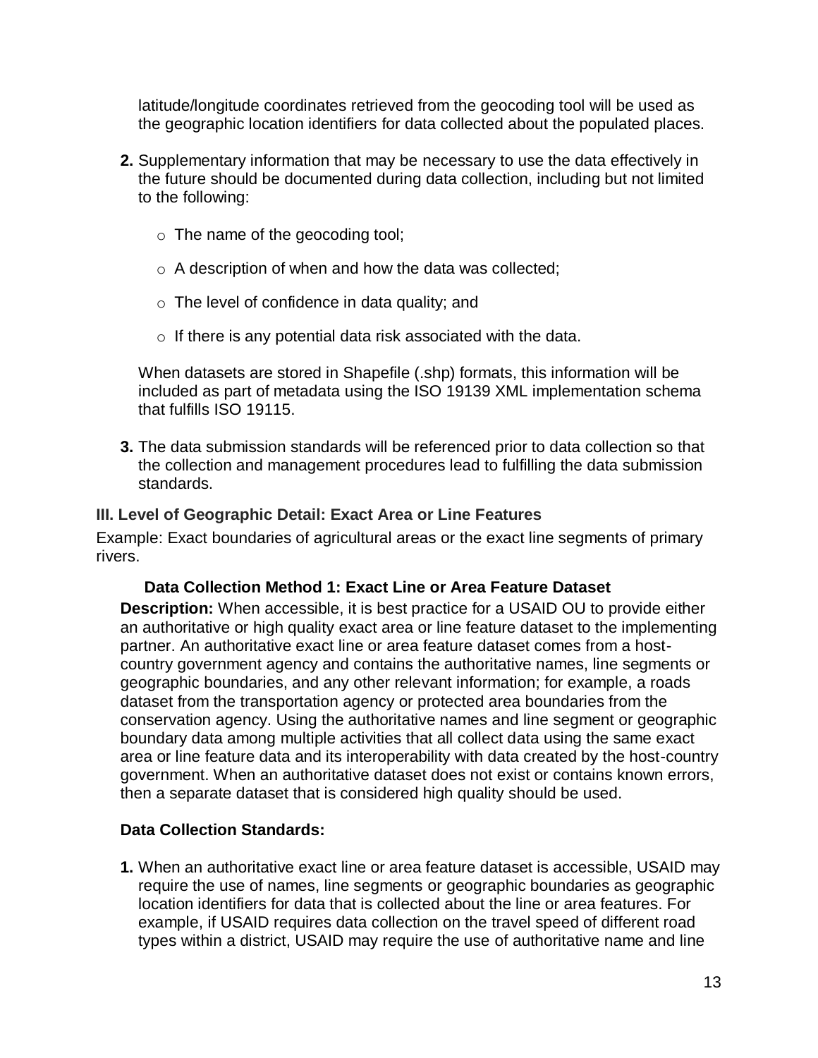latitude/longitude coordinates retrieved from the geocoding tool will be used as the geographic location identifiers for data collected about the populated places.

**2.** Supplementary information that may be necessary to use the data effectively in the future should be documented during data collection, including but not limited to the following:

- The name of the geocoding tool;
- A description of when and how the data was collected;
- The level of confidence in data quality; and
- If there is any potential data risk associated with the data.

When datasets are stored in Shapefile (.shp) formats, this information will be included as part of metadata using the ISO 19139 XML implementation schema that fulfills ISO 19115.

**3.** The data submission standards will be referenced prior to data collection so that the collection and management procedures lead to fulfilling the data submission standards.

### III. Level of Geographic Detail: Exact Area or Line Features

Example: Exact boundaries of agricultural areas or the exact line segments of primary rivers.

#### Data Collection Method 1: Exact Line or Area Feature Dataset

**Description:** When accessible, it is best practice for a USAID OU to provide either an authoritative or high quality exact area or line feature dataset to the implementing partner. An authoritative exact line or area feature dataset comes from a host-country government agency and contains the authoritative names, line segments or geographic boundaries, and any other relevant information; for example, a roads dataset from the transportation agency or protected area boundaries from the conservation agency. Using the authoritative names and line segment or geographic boundary data among multiple activities that all collect data using the same exact area or line feature data and its interoperability with data created by the host-country government. When an authoritative dataset does not exist or contains known errors, then a separate dataset that is considered high quality should be used.

**Data Collection Standards:**

**1.** When an authoritative exact line or area feature dataset is accessible, USAID may require the use of names, line segments or geographic boundaries as geographic location identifiers for data that is collected about the line or area features. For example, if USAID requires data collection on the travel speed of different road types within a district, USAID may require the use of authoritative name and line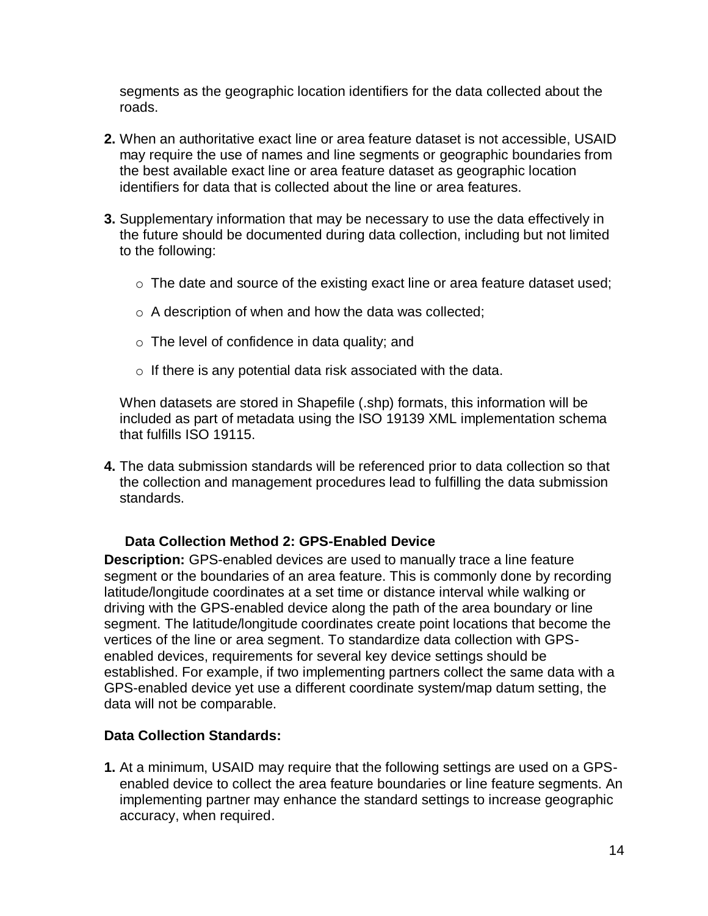segments as the geographic location identifiers for the data collected about the roads.

**2.** When an authoritative exact line or area feature dataset is not accessible, USAID may require the use of names and line segments or geographic boundaries from the best available exact line or area feature dataset as geographic location identifiers for data that is collected about the line or area features.

**3.** Supplementary information that may be necessary to use the data effectively in the future should be documented during data collection, including but not limited to the following:

- The date and source of the existing exact line or area feature dataset used;
- A description of when and how the data was collected;
- The level of confidence in data quality; and
- If there is any potential data risk associated with the data.

When datasets are stored in Shapefile (.shp) formats, this information will be included as part of metadata using the ISO 19139 XML implementation schema that fulfills ISO 19115.

**4.** The data submission standards will be referenced prior to data collection so that the collection and management procedures lead to fulfilling the data submission standards.

### Data Collection Method 2: GPS-Enabled Device

**Description:** GPS-enabled devices are used to manually trace a line feature segment or the boundaries of an area feature. This is commonly done by recording latitude/longitude coordinates at a set time or distance interval while walking or driving with the GPS-enabled device along the path of the area boundary or line segment. The latitude/longitude coordinates create point locations that become the vertices of the line or area segment. To standardize data collection with GPS-enabled devices, requirements for several key device settings should be established. For example, if two implementing partners collect the same data with a GPS-enabled device yet use a different coordinate system/map datum setting, the data will not be comparable.

**Data Collection Standards:**

**1.** At a minimum, USAID may require that the following settings are used on a GPS-enabled device to collect the area feature boundaries or line feature segments. An implementing partner may enhance the standard settings to increase geographic accuracy, when required.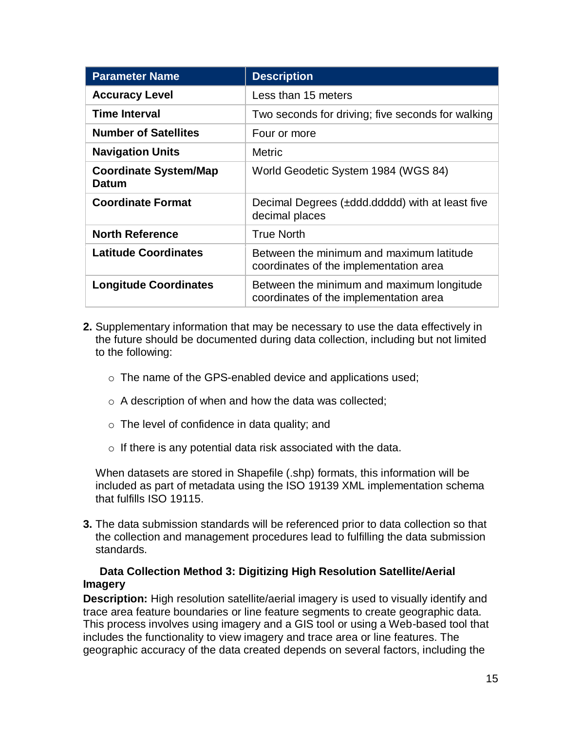| Parameter Name | Description |
|---|---|
| **Accuracy Level** | Less than 15 meters |
| **Time Interval** | Two seconds for driving; five seconds for walking |
| **Number of Satellites** | Four or more |
| **Navigation Units** | Metric |
| **Coordinate System/Map Datum** | World Geodetic System 1984 (WGS 84) |
| **Coordinate Format** | Decimal Degrees (±ddd.ddddd) with at least five decimal places |
| **North Reference** | True North |
| **Latitude Coordinates** | Between the minimum and maximum latitude coordinates of the implementation area |
| **Longitude Coordinates** | Between the minimum and maximum longitude coordinates of the implementation area |

2. Supplementary information that may be necessary to use the data effectively in the future should be documented during data collection, including but not limited to the following:

   - The name of the GPS-enabled device and applications used;
   - A description of when and how the data was collected;
   - The level of confidence in data quality; and
   - If there is any potential data risk associated with the data.

   When datasets are stored in Shapefile (.shp) formats, this information will be included as part of metadata using the ISO 19139 XML implementation schema that fulfills ISO 19115.

3. The data submission standards will be referenced prior to data collection so that the collection and management procedures lead to fulfilling the data submission standards.

**Data Collection Method 3: Digitizing High Resolution Satellite/Aerial Imagery**

**Description:** High resolution satellite/aerial imagery is used to visually identify and trace area feature boundaries or line feature segments to create geographic data. This process involves using imagery and a GIS tool or using a Web-based tool that includes the functionality to view imagery and trace area or line features. The geographic accuracy of the data created depends on several factors, including the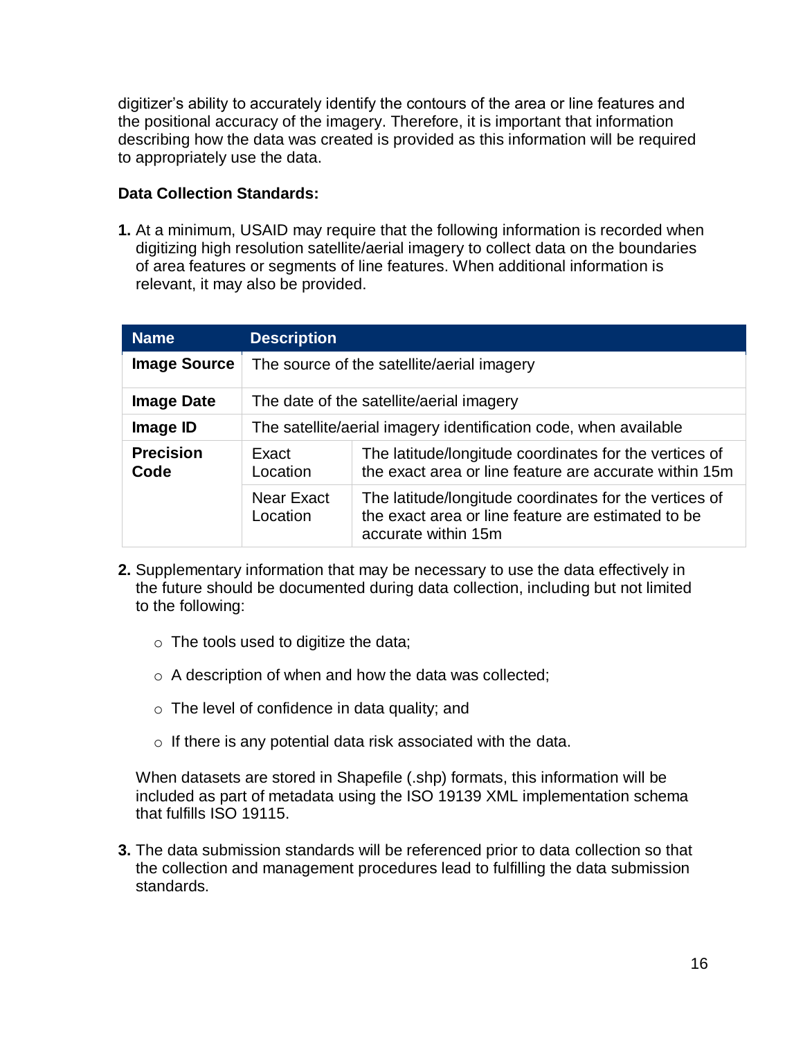digitizer's ability to accurately identify the contours of the area or line features and the positional accuracy of the imagery. Therefore, it is important that information describing how the data was created is provided as this information will be required to appropriately use the data.

**Data Collection Standards:**

**1.** At a minimum, USAID may require that the following information is recorded when digitizing high resolution satellite/aerial imagery to collect data on the boundaries of area features or segments of line features. When additional information is relevant, it may also be provided.

| Name | Description | |
|---|---|---|
| **Image Source** | The source of the satellite/aerial imagery | |
| **Image Date** | The date of the satellite/aerial imagery | |
| **Image ID** | The satellite/aerial imagery identification code, when available | |
| **Precision Code** | Exact Location | The latitude/longitude coordinates for the vertices of the exact area or line feature are accurate within 15m |
| | Near Exact Location | The latitude/longitude coordinates for the vertices of the exact area or line feature are estimated to be accurate within 15m |

**2.** Supplementary information that may be necessary to use the data effectively in the future should be documented during data collection, including but not limited to the following:

- The tools used to digitize the data;
- A description of when and how the data was collected;
- The level of confidence in data quality; and
- If there is any potential data risk associated with the data.

When datasets are stored in Shapefile (.shp) formats, this information will be included as part of metadata using the ISO 19139 XML implementation schema that fulfills ISO 19115.

**3.** The data submission standards will be referenced prior to data collection so that the collection and management procedures lead to fulfilling the data submission standards.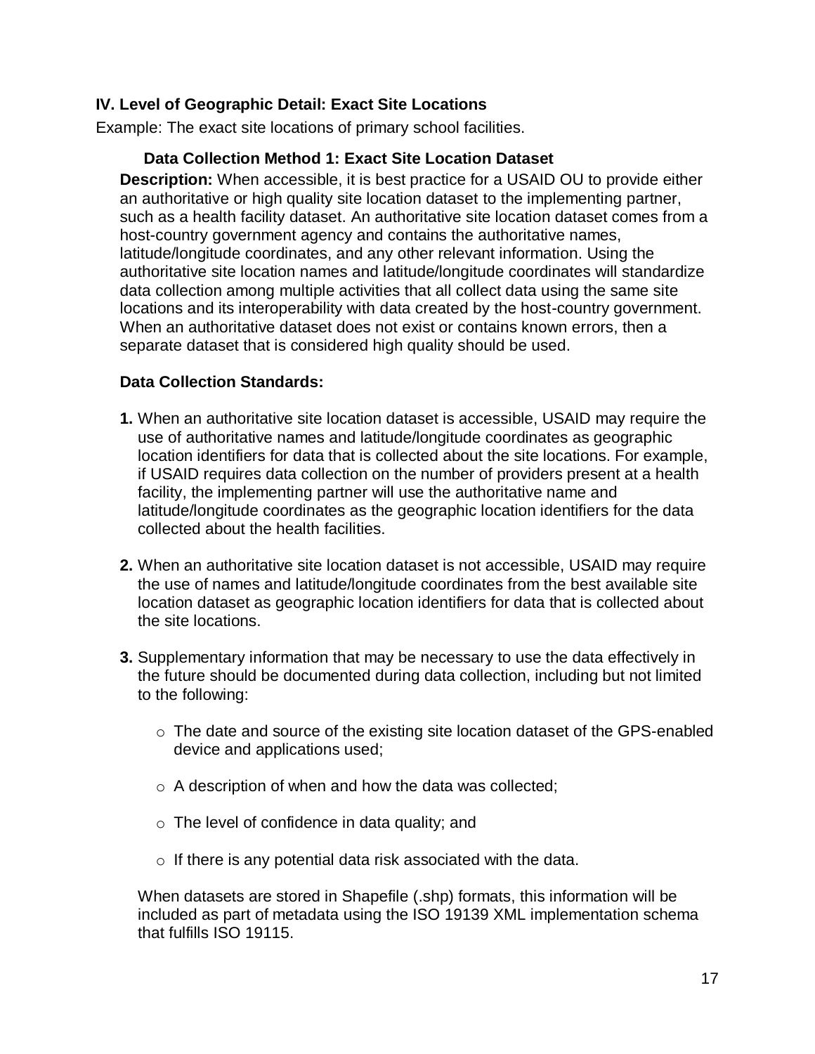## IV. Level of Geographic Detail: Exact Site Locations

Example: The exact site locations of primary school facilities.

### Data Collection Method 1: Exact Site Location Dataset

**Description:** When accessible, it is best practice for a USAID OU to provide either an authoritative or high quality site location dataset to the implementing partner, such as a health facility dataset. An authoritative site location dataset comes from a host-country government agency and contains the authoritative names, latitude/longitude coordinates, and any other relevant information. Using the authoritative site location names and latitude/longitude coordinates will standardize data collection among multiple activities that all collect data using the same site locations and its interoperability with data created by the host-country government. When an authoritative dataset does not exist or contains known errors, then a separate dataset that is considered high quality should be used.

**Data Collection Standards:**

**1.** When an authoritative site location dataset is accessible, USAID may require the use of authoritative names and latitude/longitude coordinates as geographic location identifiers for data that is collected about the site locations. For example, if USAID requires data collection on the number of providers present at a health facility, the implementing partner will use the authoritative name and latitude/longitude coordinates as the geographic location identifiers for the data collected about the health facilities.

**2.** When an authoritative site location dataset is not accessible, USAID may require the use of names and latitude/longitude coordinates from the best available site location dataset as geographic location identifiers for data that is collected about the site locations.

**3.** Supplementary information that may be necessary to use the data effectively in the future should be documented during data collection, including but not limited to the following:

- The date and source of the existing site location dataset of the GPS-enabled device and applications used;
- A description of when and how the data was collected;
- The level of confidence in data quality; and
- If there is any potential data risk associated with the data.

When datasets are stored in Shapefile (.shp) formats, this information will be included as part of metadata using the ISO 19139 XML implementation schema that fulfills ISO 19115.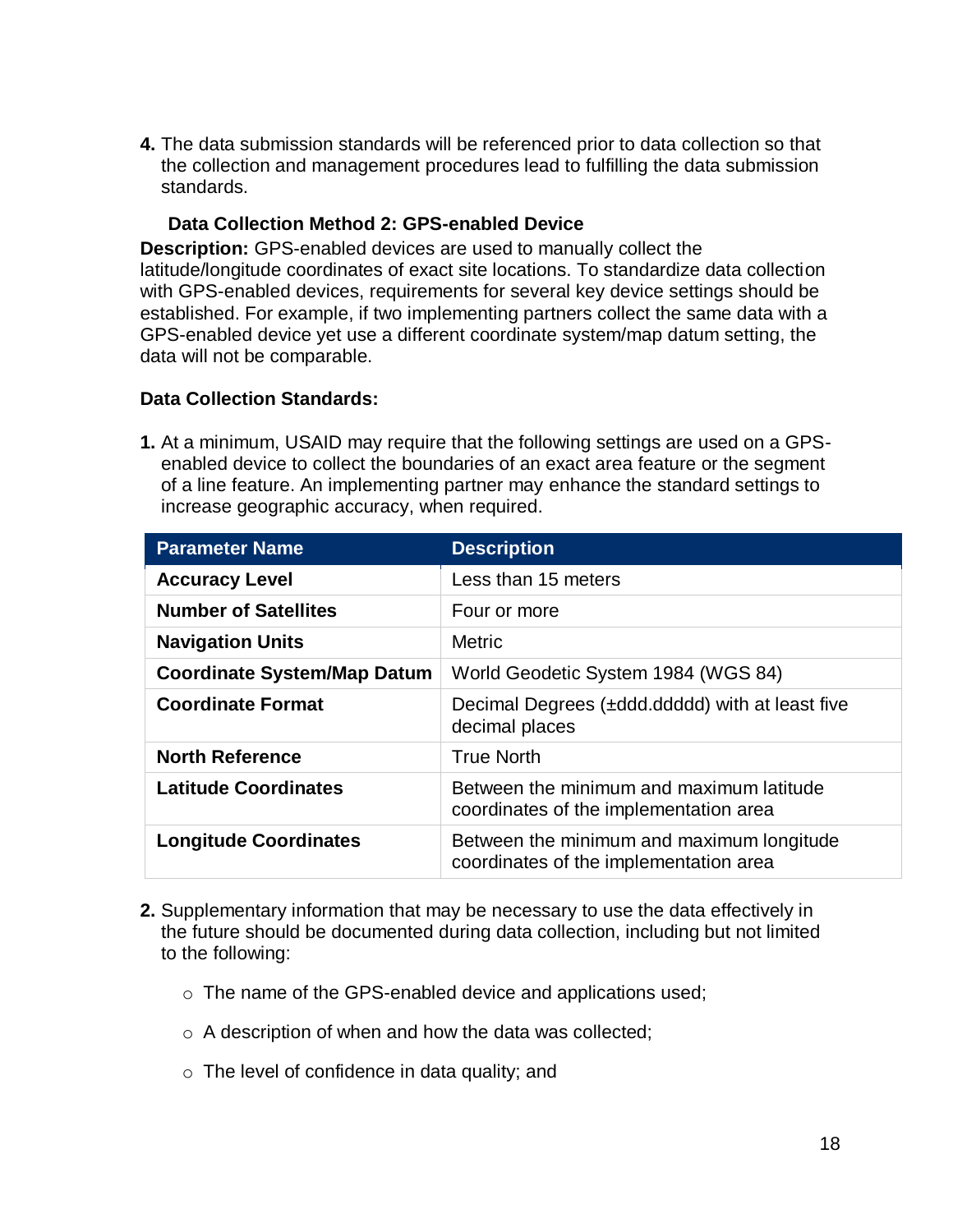4. The data submission standards will be referenced prior to data collection so that the collection and management procedures lead to fulfilling the data submission standards.

### Data Collection Method 2: GPS-enabled Device

**Description:** GPS-enabled devices are used to manually collect the latitude/longitude coordinates of exact site locations. To standardize data collection with GPS-enabled devices, requirements for several key device settings should be established. For example, if two implementing partners collect the same data with a GPS-enabled device yet use a different coordinate system/map datum setting, the data will not be comparable.

**Data Collection Standards:**

1. At a minimum, USAID may require that the following settings are used on a GPS-enabled device to collect the boundaries of an exact area feature or the segment of a line feature. An implementing partner may enhance the standard settings to increase geographic accuracy, when required.

| Parameter Name | Description |
|---|---|
| **Accuracy Level** | Less than 15 meters |
| **Number of Satellites** | Four or more |
| **Navigation Units** | Metric |
| **Coordinate System/Map Datum** | World Geodetic System 1984 (WGS 84) |
| **Coordinate Format** | Decimal Degrees (±ddd.ddddd) with at least five decimal places |
| **North Reference** | True North |
| **Latitude Coordinates** | Between the minimum and maximum latitude coordinates of the implementation area |
| **Longitude Coordinates** | Between the minimum and maximum longitude coordinates of the implementation area |

2. Supplementary information that may be necessary to use the data effectively in the future should be documented during data collection, including but not limited to the following:

    - The name of the GPS-enabled device and applications used;
    - A description of when and how the data was collected;
    - The level of confidence in data quality; and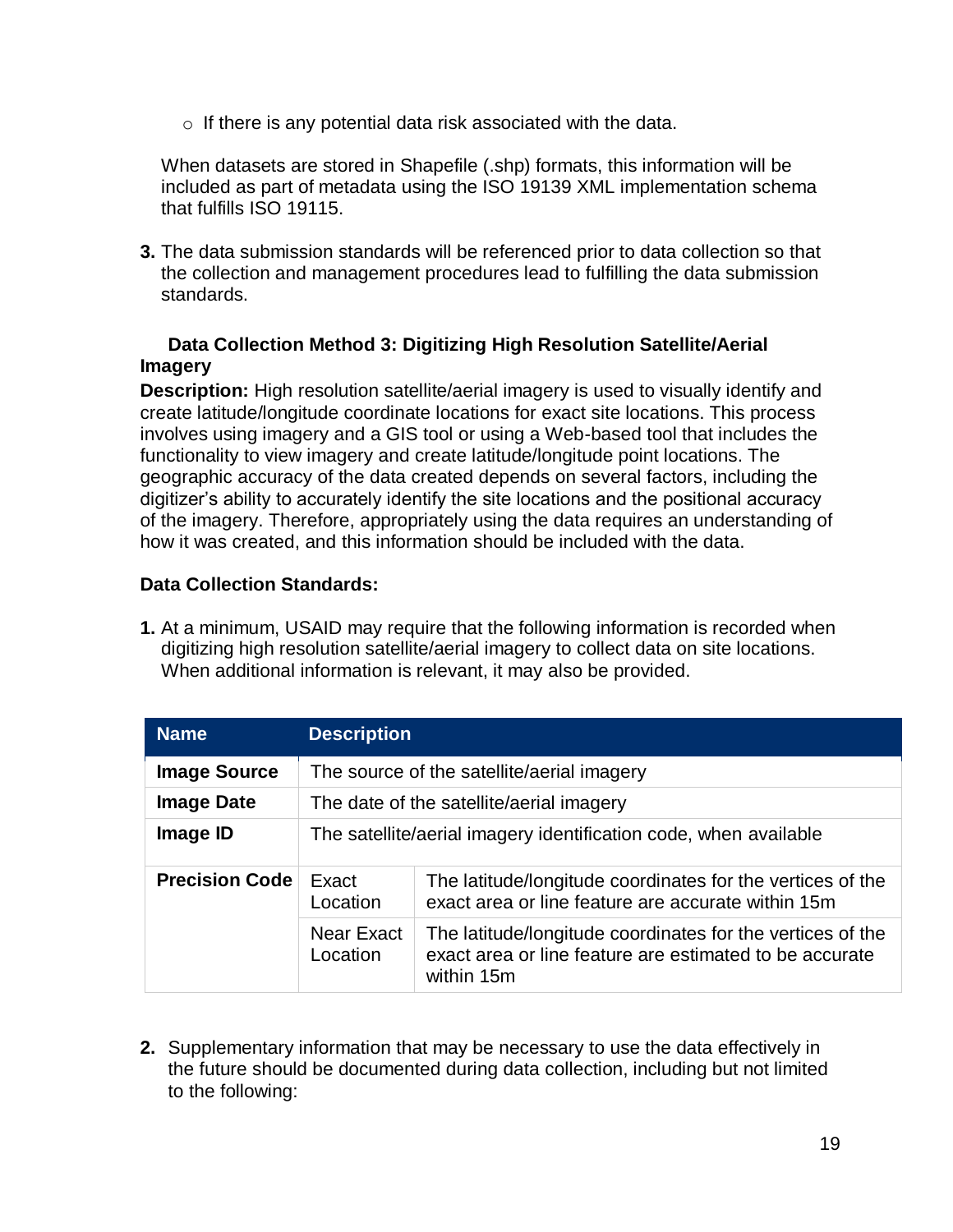- If there is any potential data risk associated with the data.

When datasets are stored in Shapefile (.shp) formats, this information will be included as part of metadata using the ISO 19139 XML implementation schema that fulfills ISO 19115.

3. The data submission standards will be referenced prior to data collection so that the collection and management procedures lead to fulfilling the data submission standards.

### Data Collection Method 3: Digitizing High Resolution Satellite/Aerial Imagery

**Description:** High resolution satellite/aerial imagery is used to visually identify and create latitude/longitude coordinate locations for exact site locations. This process involves using imagery and a GIS tool or using a Web-based tool that includes the functionality to view imagery and create latitude/longitude point locations. The geographic accuracy of the data created depends on several factors, including the digitizer's ability to accurately identify the site locations and the positional accuracy of the imagery. Therefore, appropriately using the data requires an understanding of how it was created, and this information should be included with the data.

**Data Collection Standards:**

1. At a minimum, USAID may require that the following information is recorded when digitizing high resolution satellite/aerial imagery to collect data on site locations. When additional information is relevant, it may also be provided.

| Name | Description | |
|---|---|---|
| **Image Source** | The source of the satellite/aerial imagery | |
| **Image Date** | The date of the satellite/aerial imagery | |
| **Image ID** | The satellite/aerial imagery identification code, when available | |
| **Precision Code** | Exact Location | The latitude/longitude coordinates for the vertices of the exact area or line feature are accurate within 15m |
| | Near Exact Location | The latitude/longitude coordinates for the vertices of the exact area or line feature are estimated to be accurate within 15m |

2. Supplementary information that may be necessary to use the data effectively in the future should be documented during data collection, including but not limited to the following: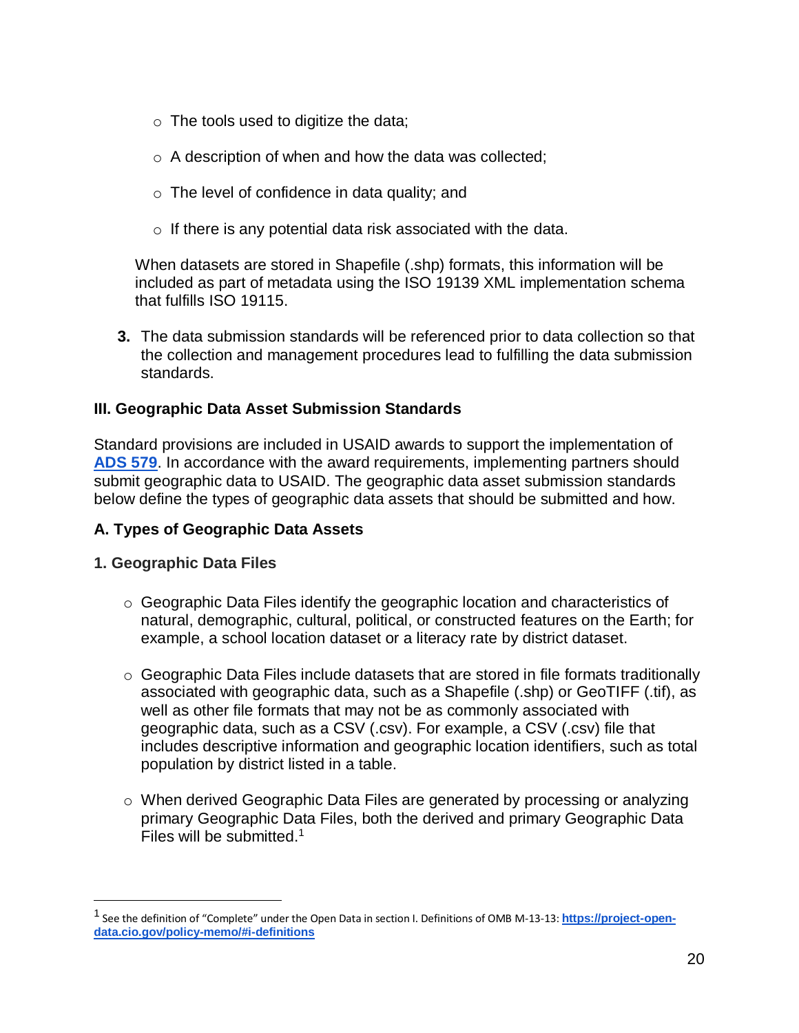- The tools used to digitize the data;
- A description of when and how the data was collected;
- The level of confidence in data quality; and
- If there is any potential data risk associated with the data.

When datasets are stored in Shapefile (.shp) formats, this information will be included as part of metadata using the ISO 19139 XML implementation schema that fulfills ISO 19115.

3. The data submission standards will be referenced prior to data collection so that the collection and management procedures lead to fulfilling the data submission standards.

### III. Geographic Data Asset Submission Standards

Standard provisions are included in USAID awards to support the implementation of **ADS 579**. In accordance with the award requirements, implementing partners should submit geographic data to USAID. The geographic data asset submission standards below define the types of geographic data assets that should be submitted and how.

### A. Types of Geographic Data Assets

#### 1. Geographic Data Files

- Geographic Data Files identify the geographic location and characteristics of natural, demographic, cultural, political, or constructed features on the Earth; for example, a school location dataset or a literacy rate by district dataset.
- Geographic Data Files include datasets that are stored in file formats traditionally associated with geographic data, such as a Shapefile (.shp) or GeoTIFF (.tif), as well as other file formats that may not be as commonly associated with geographic data, such as a CSV (.csv). For example, a CSV (.csv) file that includes descriptive information and geographic location identifiers, such as total population by district listed in a table.
- When derived Geographic Data Files are generated by processing or analyzing primary Geographic Data Files, both the derived and primary Geographic Data Files will be submitted.[1]

---

[1] See the definition of "Complete" under the Open Data in section I. Definitions of OMB M-13-13: **https://project-open-data.cio.gov/policy-memo/#i-definitions**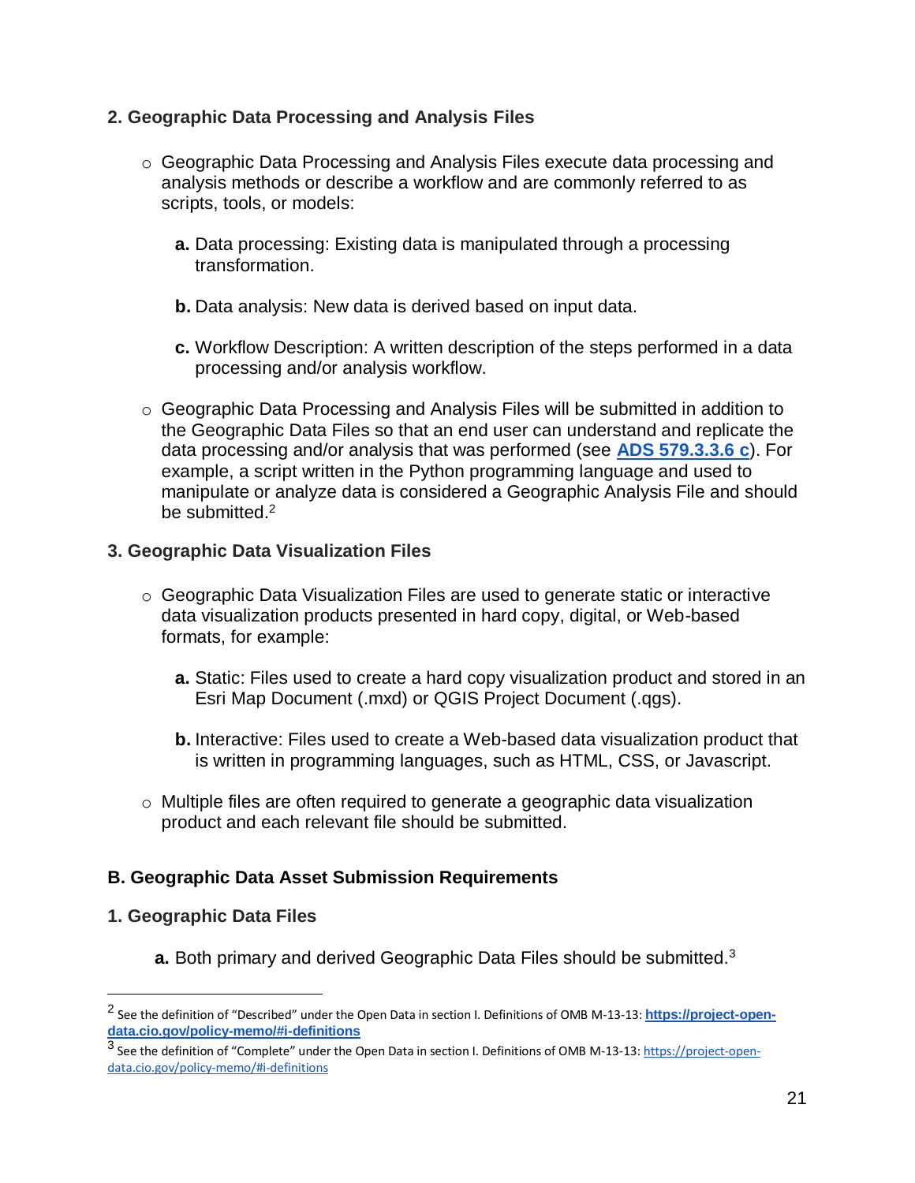### 2. Geographic Data Processing and Analysis Files

- Geographic Data Processing and Analysis Files execute data processing and analysis methods or describe a workflow and are commonly referred to as scripts, tools, or models:

  **a.** Data processing: Existing data is manipulated through a processing transformation.

  **b.** Data analysis: New data is derived based on input data.

  **c.** Workflow Description: A written description of the steps performed in a data processing and/or analysis workflow.

- Geographic Data Processing and Analysis Files will be submitted in addition to the Geographic Data Files so that an end user can understand and replicate the data processing and/or analysis that was performed (see **ADS 579.3.3.6 c**). For example, a script written in the Python programming language and used to manipulate or analyze data is considered a Geographic Analysis File and should be submitted.[2]

### 3. Geographic Data Visualization Files

- Geographic Data Visualization Files are used to generate static or interactive data visualization products presented in hard copy, digital, or Web-based formats, for example:

  **a.** Static: Files used to create a hard copy visualization product and stored in an Esri Map Document (.mxd) or QGIS Project Document (.qgs).

  **b.** Interactive: Files used to create a Web-based data visualization product that is written in programming languages, such as HTML, CSS, or Javascript.

- Multiple files are often required to generate a geographic data visualization product and each relevant file should be submitted.

## B. Geographic Data Asset Submission Requirements

### 1. Geographic Data Files

**a.** Both primary and derived Geographic Data Files should be submitted.[3]

---

[2] See the definition of "Described" under the Open Data in section I. Definitions of OMB M-13-13: **https://project-open-data.cio.gov/policy-memo/#i-definitions**

[3] See the definition of "Complete" under the Open Data in section I. Definitions of OMB M-13-13: https://project-open-data.cio.gov/policy-memo/#i-definitions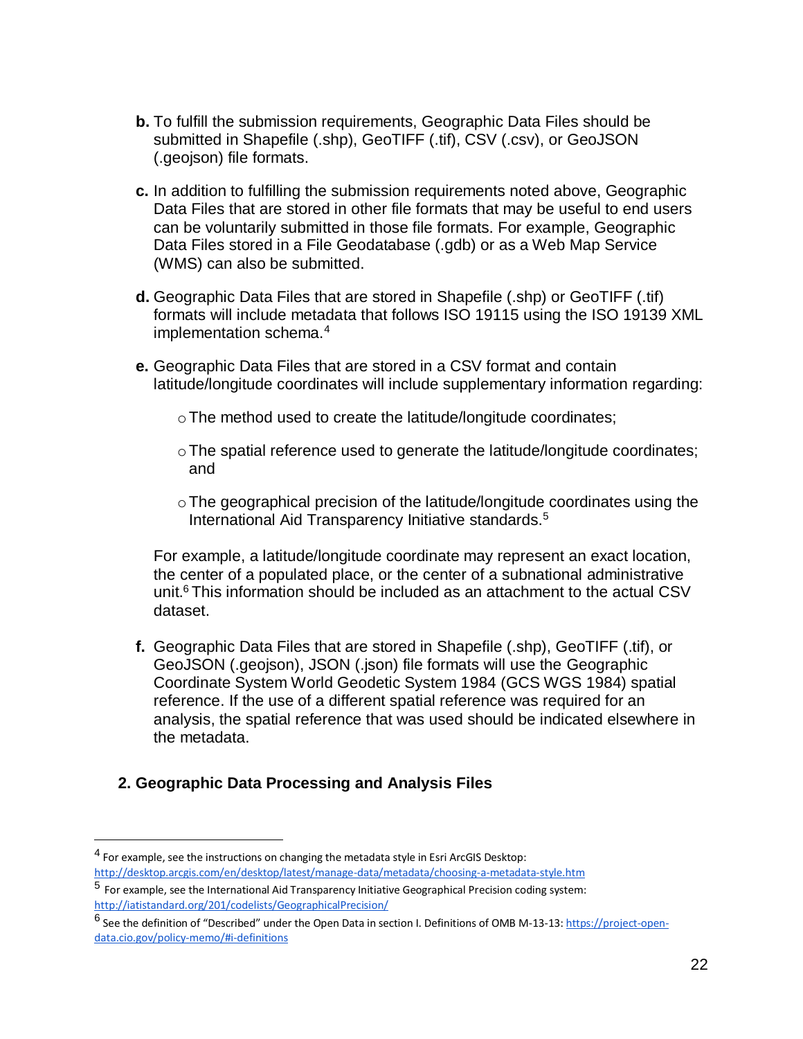**b.** To fulfill the submission requirements, Geographic Data Files should be submitted in Shapefile (.shp), GeoTIFF (.tif), CSV (.csv), or GeoJSON (.geojson) file formats.

**c.** In addition to fulfilling the submission requirements noted above, Geographic Data Files that are stored in other file formats that may be useful to end users can be voluntarily submitted in those file formats. For example, Geographic Data Files stored in a File Geodatabase (.gdb) or as a Web Map Service (WMS) can also be submitted.

**d.** Geographic Data Files that are stored in Shapefile (.shp) or GeoTIFF (.tif) formats will include metadata that follows ISO 19115 using the ISO 19139 XML implementation schema.[4]

**e.** Geographic Data Files that are stored in a CSV format and contain latitude/longitude coordinates will include supplementary information regarding:

- The method used to create the latitude/longitude coordinates;
- The spatial reference used to generate the latitude/longitude coordinates; and
- The geographical precision of the latitude/longitude coordinates using the International Aid Transparency Initiative standards.[5]

For example, a latitude/longitude coordinate may represent an exact location, the center of a populated place, or the center of a subnational administrative unit.[6] This information should be included as an attachment to the actual CSV dataset.

**f.** Geographic Data Files that are stored in Shapefile (.shp), GeoTIFF (.tif), or GeoJSON (.geojson), JSON (.json) file formats will use the Geographic Coordinate System World Geodetic System 1984 (GCS WGS 1984) spatial reference. If the use of a different spatial reference was required for an analysis, the spatial reference that was used should be indicated elsewhere in the metadata.

## 2. Geographic Data Processing and Analysis Files

---

[4] For example, see the instructions on changing the metadata style in Esri ArcGIS Desktop: http://desktop.arcgis.com/en/desktop/latest/manage-data/metadata/choosing-a-metadata-style.htm

[5] For example, see the International Aid Transparency Initiative Geographical Precision coding system: http://iatistandard.org/201/codelists/GeographicalPrecision/

[6] See the definition of "Described" under the Open Data in section I. Definitions of OMB M-13-13: https://project-open-data.cio.gov/policy-memo/#i-definitions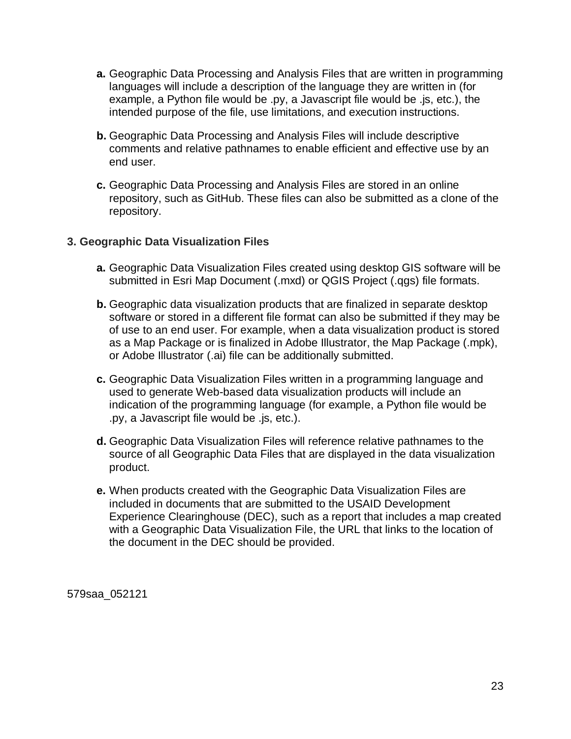**a.** Geographic Data Processing and Analysis Files that are written in programming languages will include a description of the language they are written in (for example, a Python file would be .py, a Javascript file would be .js, etc.), the intended purpose of the file, use limitations, and execution instructions.

**b.** Geographic Data Processing and Analysis Files will include descriptive comments and relative pathnames to enable efficient and effective use by an end user.

**c.** Geographic Data Processing and Analysis Files are stored in an online repository, such as GitHub. These files can also be submitted as a clone of the repository.

**3. Geographic Data Visualization Files**

**a.** Geographic Data Visualization Files created using desktop GIS software will be submitted in Esri Map Document (.mxd) or QGIS Project (.qgs) file formats.

**b.** Geographic data visualization products that are finalized in separate desktop software or stored in a different file format can also be submitted if they may be of use to an end user. For example, when a data visualization product is stored as a Map Package or is finalized in Adobe Illustrator, the Map Package (.mpk), or Adobe Illustrator (.ai) file can be additionally submitted.

**c.** Geographic Data Visualization Files written in a programming language and used to generate Web-based data visualization products will include an indication of the programming language (for example, a Python file would be .py, a Javascript file would be .js, etc.).

**d.** Geographic Data Visualization Files will reference relative pathnames to the source of all Geographic Data Files that are displayed in the data visualization product.

**e.** When products created with the Geographic Data Visualization Files are included in documents that are submitted to the USAID Development Experience Clearinghouse (DEC), such as a report that includes a map created with a Geographic Data Visualization File, the URL that links to the location of the document in the DEC should be provided.

579saa_052121